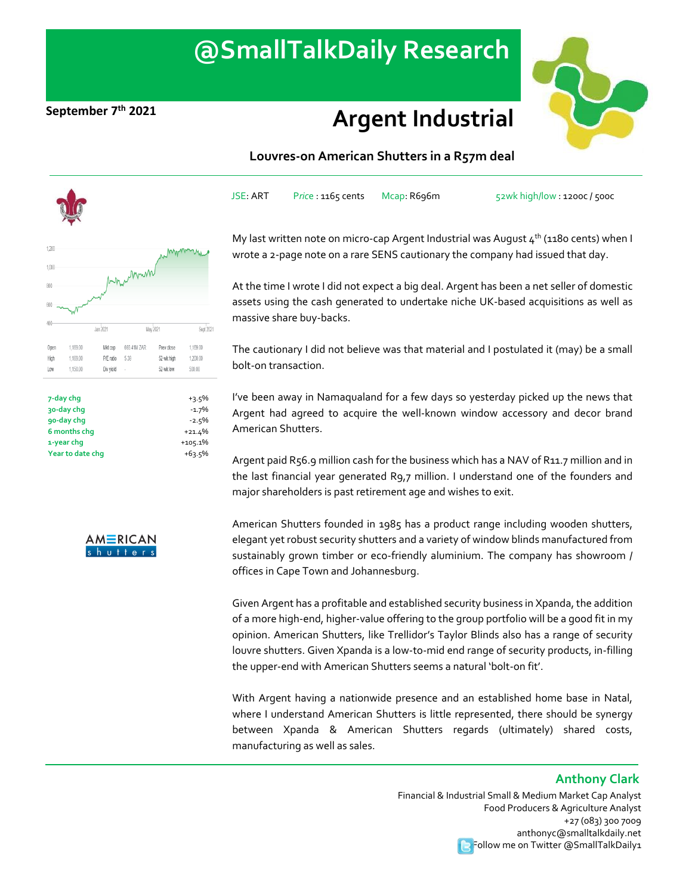# @SmallTalkDaily Research

**September 7th 2021**

# Argent Industrial

## Louvres-on American Shutters in a R57m deal

JSE: ART | Price : 1165 cents | Mcap: R696m | 52wk high/low : 1200c / 500c

| Open | 1,169.00 | Mkt cap | 693.41M ZAR | Prev close | 1,169.00 |
|---|---|---|---|---|---|
| High | 1,169.00 | P/E ratio | 5.39 | 52-wk high | 1,200.00 |
| Low | 1,150.00 | Div yield | - | 52-wk low | 500.00 |

| | |
|---|---|
| 7-day chg | +3.5% |
| 30-day chg | -1.7% |
| 90-day chg | -2.5% |
| 6 months chg | +21.4% |
| 1-year chg | +105.1% |
| Year to date chg | +63.5% |

My last written note on micro-cap Argent Industrial was August 4th (1180 cents) when I wrote a 2-page note on a rare SENS cautionary the company had issued that day.

At the time I wrote I did not expect a big deal. Argent has been a net seller of domestic assets using the cash generated to undertake niche UK-based acquisitions as well as massive share buy-backs.

The cautionary I did not believe was that material and I postulated it (may) be a small bolt-on transaction.

I've been away in Namaqualand for a few days so yesterday picked up the news that Argent had agreed to acquire the well-known window accessory and decor brand American Shutters.

Argent paid R56.9 million cash for the business which has a NAV of R11.7 million and in the last financial year generated R9,7 million. I understand one of the founders and major shareholders is past retirement age and wishes to exit.

American Shutters founded in 1985 has a product range including wooden shutters, elegant yet robust security shutters and a variety of window blinds manufactured from sustainably grown timber or eco-friendly aluminium. The company has showroom / offices in Cape Town and Johannesburg.

Given Argent has a profitable and established security business in Xpanda, the addition of a more high-end, higher-value offering to the group portfolio will be a good fit in my opinion. American Shutters, like Trellidor's Taylor Blinds also has a range of security louvre shutters. Given Xpanda is a low-to-mid end range of security products, in-filling the upper-end with American Shutters seems a natural 'bolt-on fit'.

With Argent having a nationwide presence and an established home base in Natal, where I understand American Shutters is little represented, there should be synergy between Xpanda & American Shutters regards (ultimately) shared costs, manufacturing as well as sales.

**Anthony Clark**
Financial & Industrial Small & Medium Market Cap Analyst
Food Producers & Agriculture Analyst
+27 (083) 300 7009
anthonyc@smalltalkdaily.net
Follow me on Twitter @SmallTalkDaily1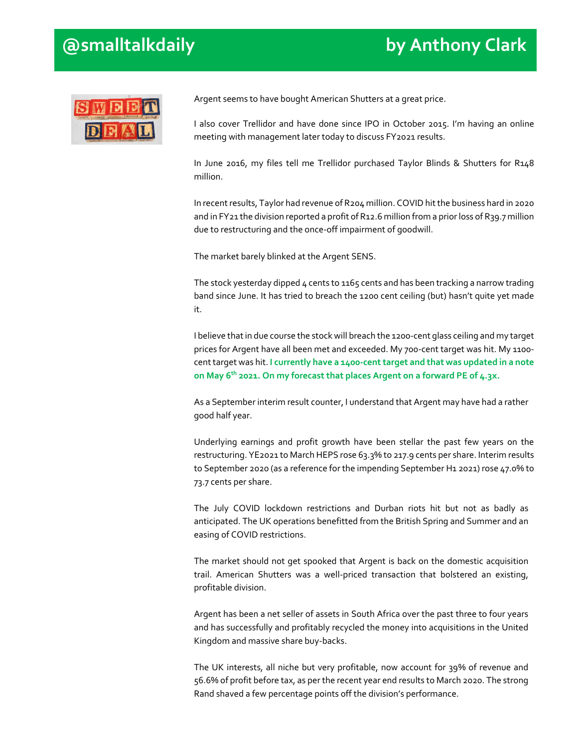Argent seems to have bought American Shutters at a great price.

I also cover Trellidor and have done since IPO in October 2015. I'm having an online meeting with management later today to discuss FY2021 results.

In June 2016, my files tell me Trellidor purchased Taylor Blinds & Shutters for R148 million.

In recent results, Taylor had revenue of R204 million. COVID hit the business hard in 2020 and in FY21 the division reported a profit of R12.6 million from a prior loss of R39.7 million due to restructuring and the once-off impairment of goodwill.

The market barely blinked at the Argent SENS.

The stock yesterday dipped 4 cents to 1165 cents and has been tracking a narrow trading band since June. It has tried to breach the 1200 cent ceiling (but) hasn't quite yet made it.

I believe that in due course the stock will breach the 1200-cent glass ceiling and my target prices for Argent have all been met and exceeded. My 700-cent target was hit. My 1100-cent target was hit. **I currently have a 1400-cent target and that was updated in a note on May 6th 2021. On my forecast that places Argent on a forward PE of 4.3x.**

As a September interim result counter, I understand that Argent may have had a rather good half year.

Underlying earnings and profit growth have been stellar the past few years on the restructuring. YE2021 to March HEPS rose 63.3% to 217.9 cents per share. Interim results to September 2020 (as a reference for the impending September H1 2021) rose 47.0% to 73.7 cents per share.

The July COVID lockdown restrictions and Durban riots hit but not as badly as anticipated. The UK operations benefitted from the British Spring and Summer and an easing of COVID restrictions.

The market should not get spooked that Argent is back on the domestic acquisition trail. American Shutters was a well-priced transaction that bolstered an existing, profitable division.

Argent has been a net seller of assets in South Africa over the past three to four years and has successfully and profitably recycled the money into acquisitions in the United Kingdom and massive share buy-backs.

The UK interests, all niche but very profitable, now account for 39% of revenue and 56.6% of profit before tax, as per the recent year end results to March 2020. The strong Rand shaved a few percentage points off the division's performance.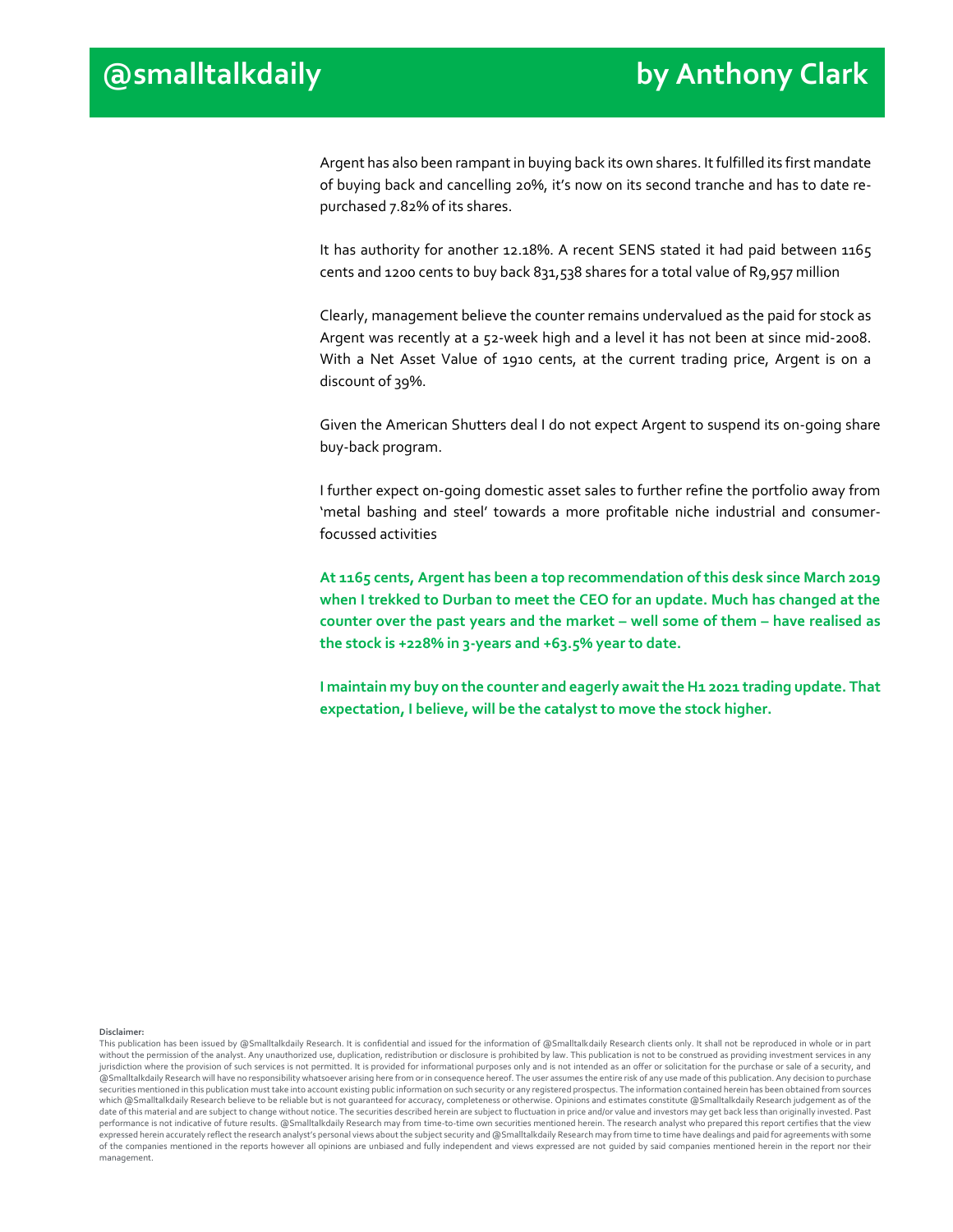Argent has also been rampant in buying back its own shares. It fulfilled its first mandate of buying back and cancelling 20%, it's now on its second tranche and has to date re-purchased 7.82% of its shares.

It has authority for another 12.18%. A recent SENS stated it had paid between 1165 cents and 1200 cents to buy back 831,538 shares for a total value of R9,957 million

Clearly, management believe the counter remains undervalued as the paid for stock as Argent was recently at a 52-week high and a level it has not been at since mid-2008. With a Net Asset Value of 1910 cents, at the current trading price, Argent is on a discount of 39%.

Given the American Shutters deal I do not expect Argent to suspend its on-going share buy-back program.

I further expect on-going domestic asset sales to further refine the portfolio away from 'metal bashing and steel' towards a more profitable niche industrial and consumer-focussed activities

**At 1165 cents, Argent has been a top recommendation of this desk since March 2019 when I trekked to Durban to meet the CEO for an update. Much has changed at the counter over the past years and the market – well some of them – have realised as the stock is +228% in 3-years and +63.5% year to date.**

**I maintain my buy on the counter and eagerly await the H1 2021 trading update. That expectation, I believe, will be the catalyst to move the stock higher.**

**Disclaimer:**
This publication has been issued by @Smalltalkdaily Research. It is confidential and issued for the information of @Smalltalkdaily Research clients only. It shall not be reproduced in whole or in part without the permission of the analyst. Any unauthorized use, duplication, redistribution or disclosure is prohibited by law. This publication is not to be construed as providing investment services in any jurisdiction where the provision of such services is not permitted. It is provided for informational purposes only and is not intended as an offer or solicitation for the purchase or sale of a security, and @Smalltalkdaily Research will have no responsibility whatsoever arising here from or in consequence hereof. The user assumes the entire risk of any use made of this publication. Any decision to purchase securities mentioned in this publication must take into account existing public information on such security or any registered prospectus. The information contained herein has been obtained from sources which @Smalltalkdaily Research believe to be reliable but is not guaranteed for accuracy, completeness or otherwise. Opinions and estimates constitute @Smalltalkdaily Research judgement as of the date of this material and are subject to change without notice. The securities described herein are subject to fluctuation in price and/or value and investors may get back less than originally invested. Past performance is not indicative of future results. @Smalltalkdaily Research may from time-to-time own securities mentioned herein. The research analyst who prepared this report certifies that the view expressed herein accurately reflect the research analyst's personal views about the subject security and @Smalltalkdaily Research may from time to time have dealings and paid for agreements with some of the companies mentioned in the reports however all opinions are unbiased and fully independent and views expressed are not guided by said companies mentioned herein in the report nor their management.